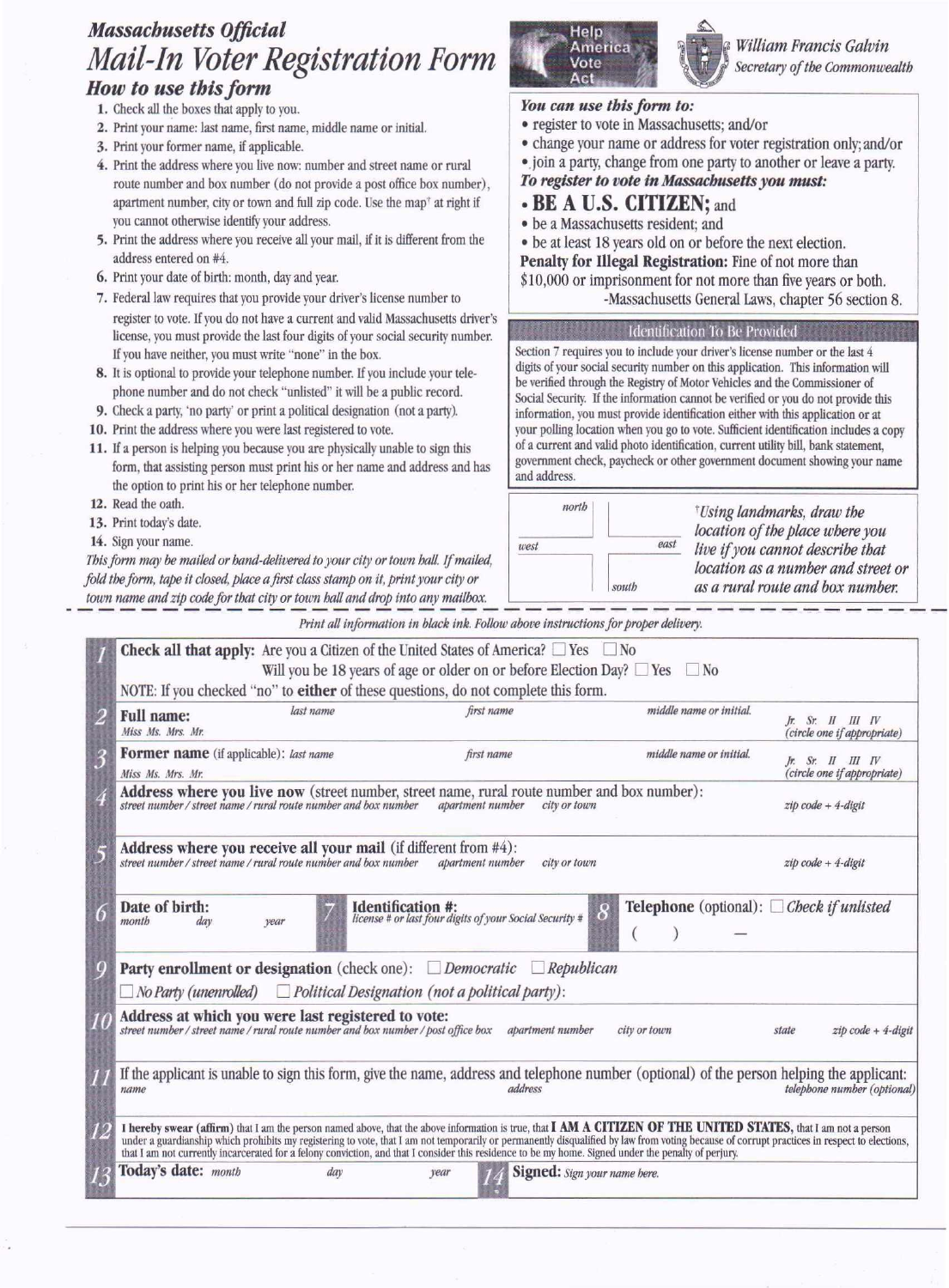# Massachusetts Official

# Mail-In Voter Registration Form

Help America Vote Act

*William Francis Galvin*
*Secretary of the Commonwealth*

## How to use this form

1. Check all the boxes that apply to you.
2. Print your name: last name, first name, middle name or initial.
3. Print your former name, if applicable.
4. Print the address where you live now: number and street name or rural route number and box number (do not provide a post office box number), apartment number, city or town and full zip code. Use the map† at right if you cannot otherwise identify your address.
5. Print the address where you receive all your mail, if it is different from the address entered on #4.
6. Print your date of birth: month, day and year.
7. Federal law requires that you provide your driver's license number to register to vote. If you do not have a current and valid Massachusetts driver's license, you must provide the last four digits of your social security number. If you have neither, you must write "none" in the box.
8. It is optional to provide your telephone number. If you include your telephone number and do not check "unlisted" it will be a public record.
9. Check a party, 'no party' or print a political designation (not a party).
10. Print the address where you were last registered to vote.
11. If a person is helping you because you are physically unable to sign this form, that assisting person must print his or her name and address and has the option to print his or her telephone number.
12. Read the oath.
13. Print today's date.
14. Sign your name.

*This form may be mailed or hand-delivered to your city or town hall. If mailed, fold the form, tape it closed, place a first class stamp on it, print your city or town name and zip code for that city or town hall and drop into any mailbox.*

### You can use this form to:

- register to vote in Massachusetts; and/or
- change your name or address for voter registration only; and/or
- join a party, change from one party to another or leave a party.

### To register to vote in Massachusetts you must:

- **BE A U.S. CITIZEN;** and
- be a Massachusetts resident; and
- be at least 18 years old on or before the next election.

**Penalty for Illegal Registration:** Fine of not more than $10,000 or imprisonment for not more than five years or both.
-Massachusetts General Laws, chapter 56 section 8.

### Identification To Be Provided

Section 7 requires you to include your driver's license number or the last 4 digits of your social security number on this application. This information will be verified through the Registry of Motor Vehicles and the Commissioner of Social Security. If the information cannot be verified or you do not provide this information, you must provide identification either with this application or at your polling location when you go to vote. Sufficient identification includes a copy of a current and valid photo identification, current utility bill, bank statement, government check, paycheck or other government document showing your name and address.

north / west / east / south

*†Using landmarks, draw the location of the place where you live if you cannot describe that location as a number and street or as a rural route and box number.*

---

*Print all information in black ink. Follow above instructions for proper delivery.*

**1** **Check all that apply:** Are you a Citizen of the United States of America? ☐ Yes ☐ No
Will you be 18 years of age or older on or before Election Day? ☐ Yes ☐ No
NOTE: If you checked "no" to **either** of these questions, do not complete this form.

**2** **Full name:** *Miss Ms. Mrs. Mr.* — *last name* — *first name* — *middle name or initial* — *Jr. Sr. II III IV (circle one if appropriate)*

**3** **Former name** (if applicable): *Miss Ms. Mrs. Mr.* — *last name* — *first name* — *middle name or initial* — *Jr. Sr. II III IV (circle one if appropriate)*

**4** **Address where you live now** (street number, street name, rural route number and box number):
*street number / street name / rural route number and box number* — *apartment number* — *city or town* — *zip code + 4-digit*

**5** **Address where you receive all your mail** (if different from #4):
*street number / street name / rural route number and box number* — *apartment number* — *city or town* — *zip code + 4-digit*

**6** **Date of birth:** *month* *day* *year*

**7** **Identification #:** *license # or last four digits of your Social Security #*

**8** **Telephone** (optional): ☐ *Check if unlisted*
( ) —

**9** **Party enrollment or designation** (check one): ☐ *Democratic* ☐ *Republican*
☐ *No Party (unenrolled)* ☐ *Political Designation (not a political party):*

**10** **Address at which you were last registered to vote:**
*street number / street name / rural route number and box number / post office box* — *apartment number* — *city or town* — *state* — *zip code + 4-digit*

**11** If the applicant is unable to sign this form, give the name, address and telephone number (optional) of the person helping the applicant:
*name* — *address* — *telephone number (optional)*

**12** I hereby swear (affirm) that I am the person named above, that the above information is true, that **I AM A CITIZEN OF THE UNITED STATES**, that I am not a person under a guardianship which prohibits my registering to vote, that I am not temporarily or permanently disqualified by law from voting because of corrupt practices in respect to elections, that I am not currently incarcerated for a felony conviction, and that I consider this residence to be my home. Signed under the penalty of perjury.

**13** **Today's date:** *month* *day* *year*

**14** **Signed:** *Sign your name here.*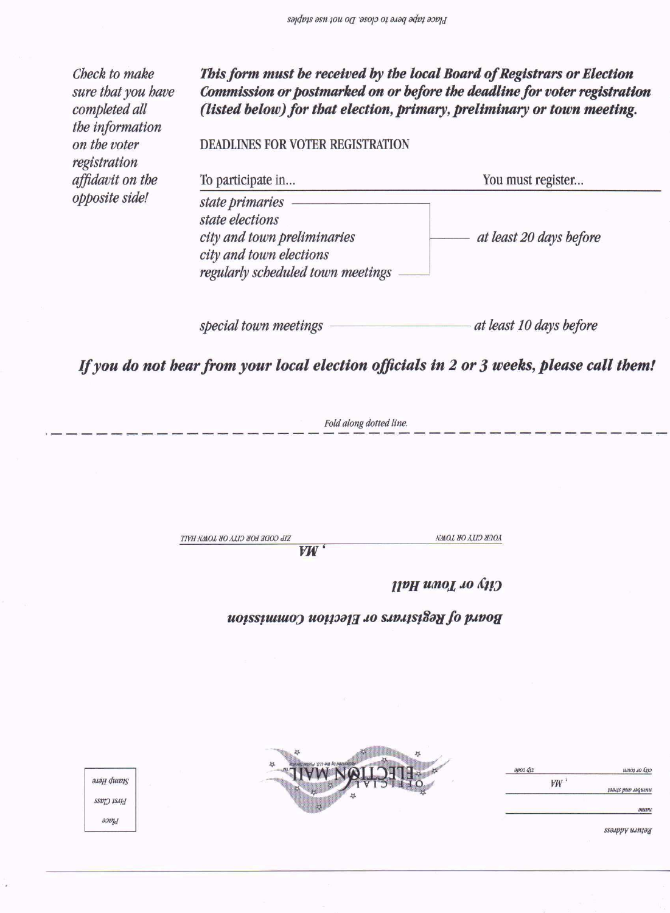Place tape here to close. Do not use staples

*Check to make sure that you have completed all the information on the voter registration affidavit on the opposite side!*

***This form must be received by the local Board of Registrars or Election Commission or postmarked on or before the deadline for voter registration (listed below) for that election, primary, preliminary or town meeting.***

DEADLINES FOR VOTER REGISTRATION

| To participate in... | You must register... |
| --- | --- |
| *state primaries*<br>*state elections*<br>*city and town preliminaries*<br>*city and town elections*<br>*regularly scheduled town meetings* | *at least 20 days before* |
| *special town meetings* | *at least 10 days before* |

***If you do not hear from your local election officials in 2 or 3 weeks, please call them!***

*Fold along dotted line.*

---

**Board of Registrars or Election Commission**

**City or Town Hall**

YOUR CITY OR TOWN , **MA** ZIP CODE FOR CITY OR TOWN HALL

Return Address

name

number and street

city or town , MA zip code

OFFICIAL ELECTION MAIL

Authorized by the U.S. Postal Service

Place First Class Stamp Here